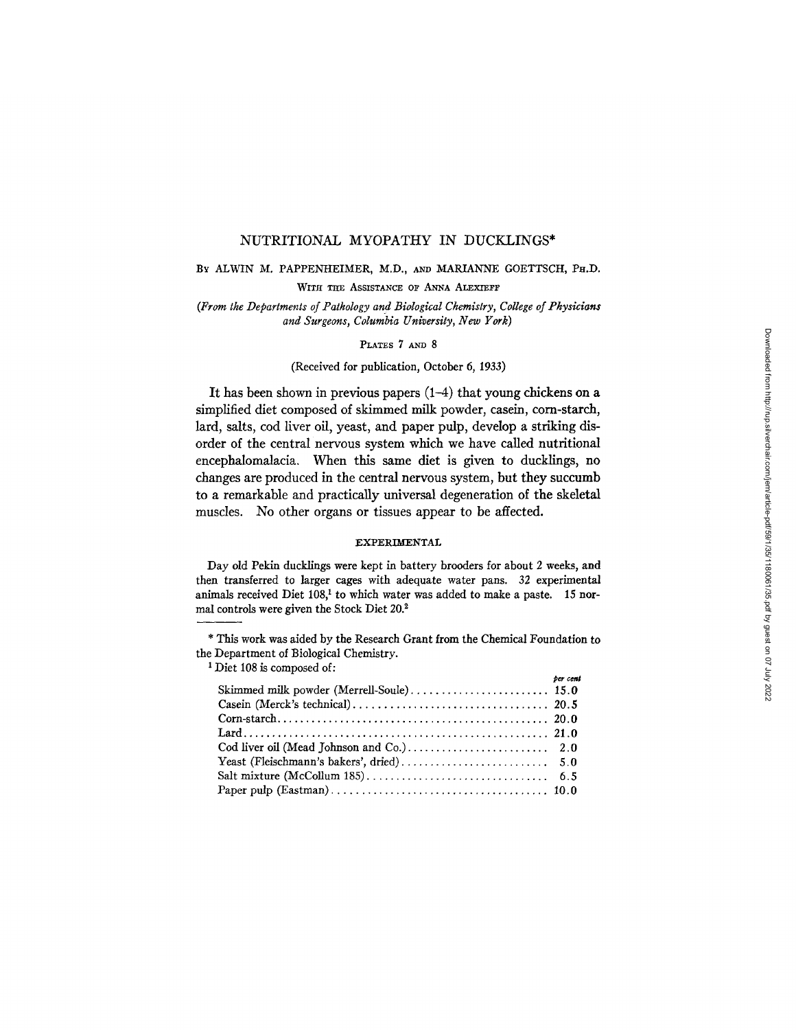# NUTRITIONAL MYOPATHY IN DUCKLINGS*

BY ALWIN M. PAPPENHEIMER, M.D., AND MARIANNE GOETTSCH, PH.D.

WITH THE ASSISTANCE OF ANNA ALEXIEFF

*(From the Departments of Pathology and Biological Chemistry, College of Physicians and Surgeons, Columbia University, New York)*

PLATES 7 AND 8

(Received for publication, October 6, 1933)

It has been shown in previous papers (1–4) that young chickens on a simplified diet composed of skimmed milk powder, casein, corn-starch, lard, salts, cod liver oil, yeast, and paper pulp, develop a striking disorder of the central nervous system which we have called nutritional encephalomalacia. When this same diet is given to ducklings, no changes are produced in the central nervous system, but they succumb to a remarkable and practically universal degeneration of the skeletal muscles. No other organs or tissues appear to be affected.

## EXPERIMENTAL

Day old Pekin ducklings were kept in battery brooders for about 2 weeks, and then transferred to larger cages with adequate water pans. 32 experimental animals received Diet 108,[1] to which water was added to make a paste. 15 normal controls were given the Stock Diet 20.[2]

---

\* This work was aided by the Research Grant from the Chemical Foundation to the Department of Biological Chemistry.

[1] Diet 108 is composed of:

| | *per cent* |
|---|---|
| Skimmed milk powder (Merrell-Soule) | 15.0 |
| Casein (Merck's technical) | 20.5 |
| Corn-starch | 20.0 |
| Lard | 21.0 |
| Cod liver oil (Mead Johnson and Co.) | 2.0 |
| Yeast (Fleischmann's bakers', dried) | 5.0 |
| Salt mixture (McCollum 185) | 6.5 |
| Paper pulp (Eastman) | 10.0 |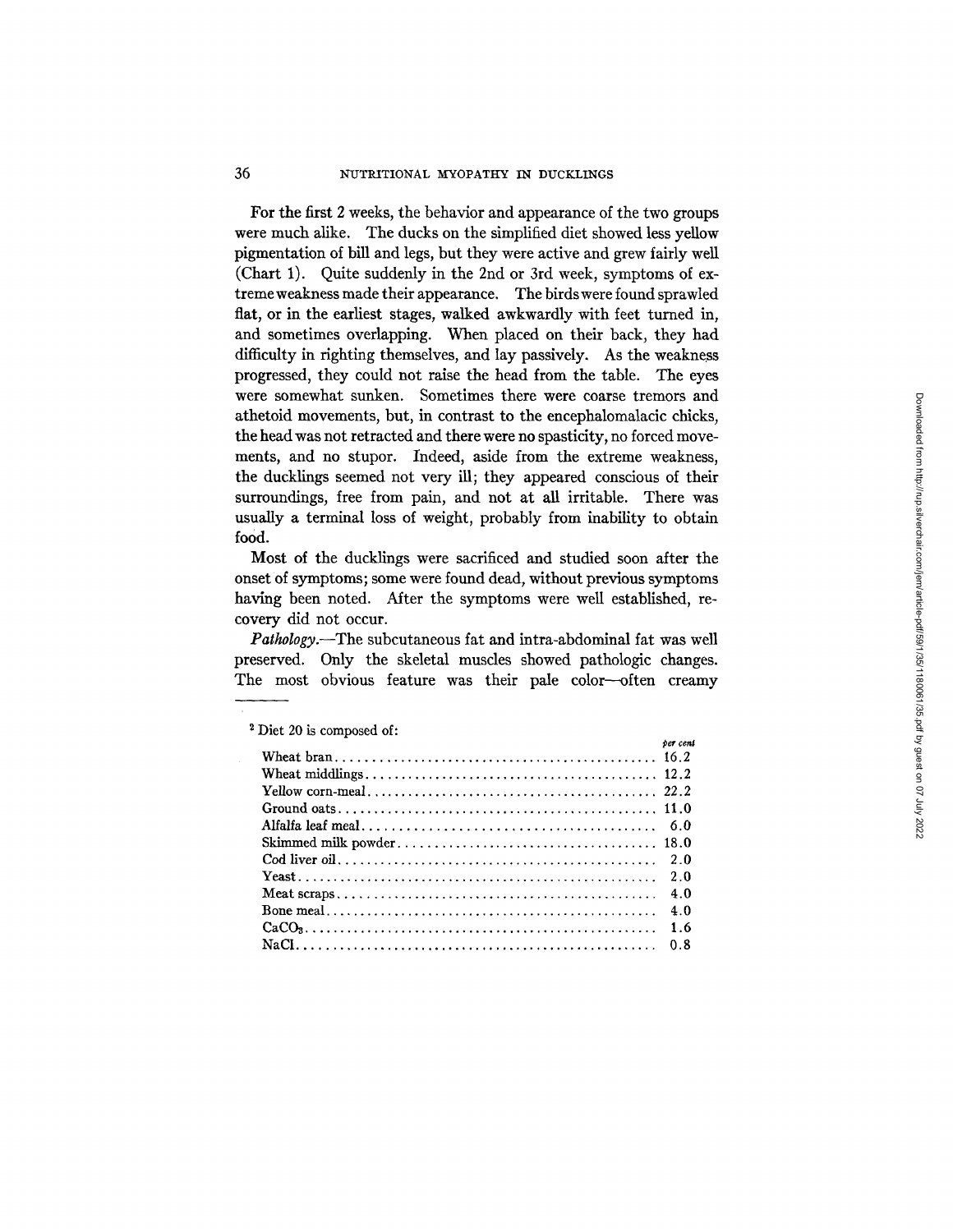For the first 2 weeks, the behavior and appearance of the two groups were much alike. The ducks on the simplified diet showed less yellow pigmentation of bill and legs, but they were active and grew fairly well (Chart 1). Quite suddenly in the 2nd or 3rd week, symptoms of extreme weakness made their appearance. The birds were found sprawled flat, or in the earliest stages, walked awkwardly with feet turned in, and sometimes overlapping. When placed on their back, they had difficulty in righting themselves, and lay passively. As the weakness progressed, they could not raise the head from the table. The eyes were somewhat sunken. Sometimes there were coarse tremors and athetoid movements, but, in contrast to the encephalomalacic chicks, the head was not retracted and there were no spasticity, no forced movements, and no stupor. Indeed, aside from the extreme weakness, the ducklings seemed not very ill; they appeared conscious of their surroundings, free from pain, and not at all irritable. There was usually a terminal loss of weight, probably from inability to obtain food.

Most of the ducklings were sacrificed and studied soon after the onset of symptoms; some were found dead, without previous symptoms having been noted. After the symptoms were well established, recovery did not occur.

*Pathology*.—The subcutaneous fat and intra-abdominal fat was well preserved. Only the skeletal muscles showed pathologic changes. The most obvious feature was their pale color—often creamy

---

[2] Diet 20 is composed of:

| | *per cent* |
|---|---|
| Wheat bran | 16.2 |
| Wheat middlings | 12.2 |
| Yellow corn-meal | 22.2 |
| Ground oats | 11.0 |
| Alfalfa leaf meal | 6.0 |
| Skimmed milk powder | 18.0 |
| Cod liver oil | 2.0 |
| Yeast | 2.0 |
| Meat scraps | 4.0 |
| Bone meal | 4.0 |
| $CaCO_3$ | 1.6 |
| NaCl | 0.8 |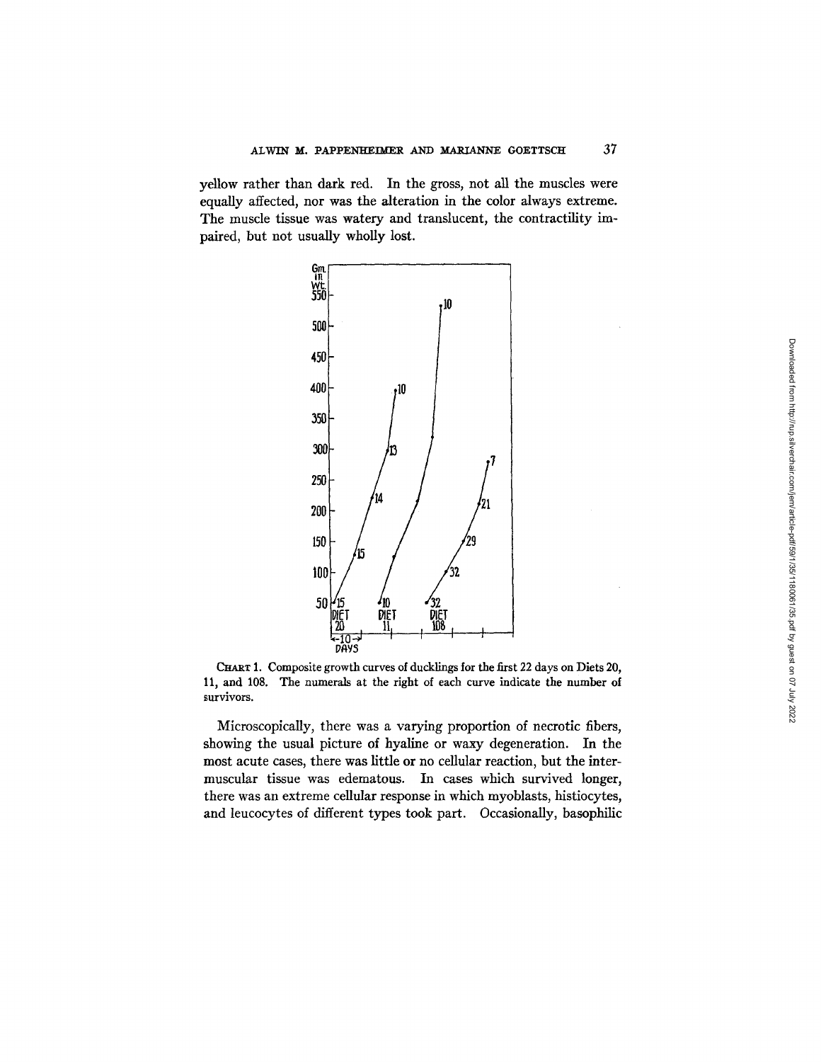yellow rather than dark red. In the gross, not all the muscles were equally affected, nor was the alteration in the color always extreme. The muscle tissue was watery and translucent, the contractility impaired, but not usually wholly lost.

CHART 1. Composite growth curves of ducklings for the first 22 days on Diets 20, 11, and 108. The numerals at the right of each curve indicate the number of survivors.

Microscopically, there was a varying proportion of necrotic fibers, showing the usual picture of hyaline or waxy degeneration. In the most acute cases, there was little or no cellular reaction, but the intermuscular tissue was edematous. In cases which survived longer, there was an extreme cellular response in which myoblasts, histiocytes, and leucocytes of different types took part. Occasionally, basophilic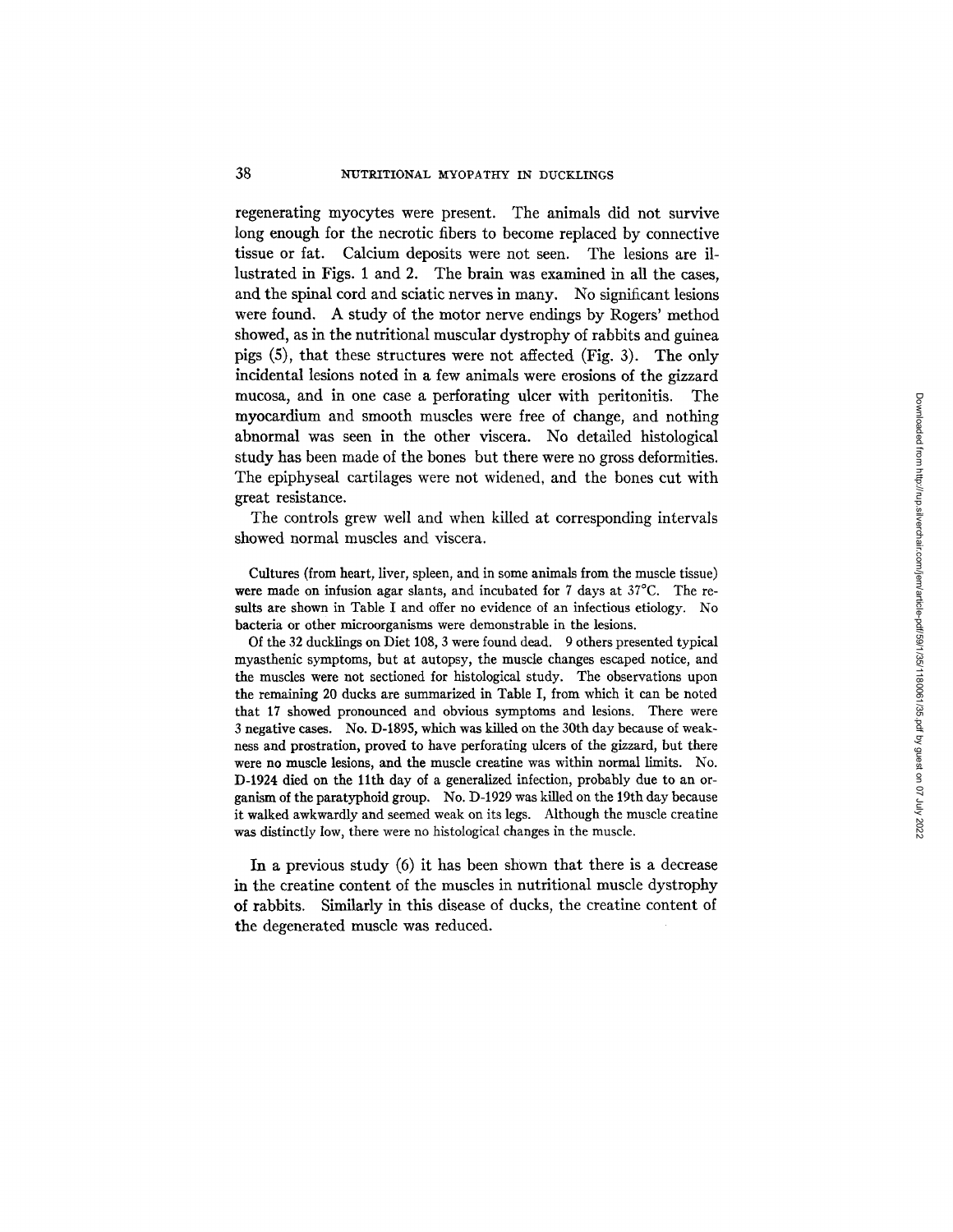regenerating myocytes were present. The animals did not survive long enough for the necrotic fibers to become replaced by connective tissue or fat. Calcium deposits were not seen. The lesions are illustrated in Figs. 1 and 2. The brain was examined in all the cases, and the spinal cord and sciatic nerves in many. No significant lesions were found. A study of the motor nerve endings by Rogers' method showed, as in the nutritional muscular dystrophy of rabbits and guinea pigs (5), that these structures were not affected (Fig. 3). The only incidental lesions noted in a few animals were erosions of the gizzard mucosa, and in one case a perforating ulcer with peritonitis. The myocardium and smooth muscles were free of change, and nothing abnormal was seen in the other viscera. No detailed histological study has been made of the bones but there were no gross deformities. The epiphyseal cartilages were not widened, and the bones cut with great resistance.

The controls grew well and when killed at corresponding intervals showed normal muscles and viscera.

Cultures (from heart, liver, spleen, and in some animals from the muscle tissue) were made on infusion agar slants, and incubated for 7 days at 37°C. The results are shown in Table I and offer no evidence of an infectious etiology. No bacteria or other microorganisms were demonstrable in the lesions.

Of the 32 ducklings on Diet 108, 3 were found dead. 9 others presented typical myasthenic symptoms, but at autopsy, the muscle changes escaped notice, and the muscles were not sectioned for histological study. The observations upon the remaining 20 ducks are summarized in Table I, from which it can be noted that 17 showed pronounced and obvious symptoms and lesions. There were 3 negative cases. No. D-1895, which was killed on the 30th day because of weakness and prostration, proved to have perforating ulcers of the gizzard, but there were no muscle lesions, and the muscle creatine was within normal limits. No. D-1924 died on the 11th day of a generalized infection, probably due to an organism of the paratyphoid group. No. D-1929 was killed on the 19th day because it walked awkwardly and seemed weak on its legs. Although the muscle creatine was distinctly low, there were no histological changes in the muscle.

In a previous study (6) it has been shown that there is a decrease in the creatine content of the muscles in nutritional muscle dystrophy of rabbits. Similarly in this disease of ducks, the creatine content of the degenerated muscle was reduced.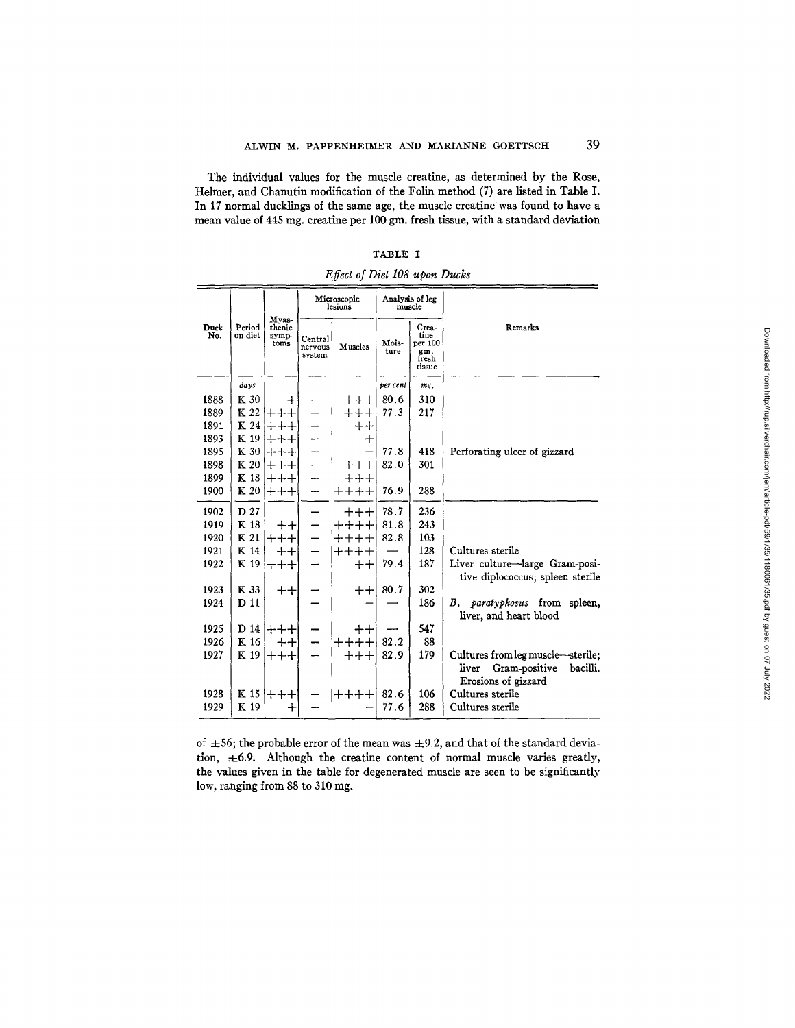The individual values for the muscle creatine, as determined by the Rose, Helmer, and Chanutin modification of the Folin method (7) are listed in Table I. In 17 normal ducklings of the same age, the muscle creatine was found to have a mean value of 445 mg. creatine per 100 gm. fresh tissue, with a standard deviation

TABLE I

*Effect of Diet 108 upon Ducks*

| Duck No. | Period on diet | Myasthenic symptoms | Microscopic lesions | | Analysis of leg muscle | | Remarks |
|---|---|---|---|---|---|---|---|
| | | | Central nervous system | Muscles | Moisture | Creatine per 100 gm. fresh tissue | |
| | *days* | | | | *per cent* | *mg.* | |
| 1888 | K 30 | + | – | +++ | 80.6 | 310 | |
| 1889 | K 22 | +++ | – | +++ | 77.3 | 217 | |
| 1891 | K 24 | +++ | – | ++ | | | |
| 1893 | K 19 | +++ | – | + | | | |
| 1895 | K 30 | +++ | – | – | 77.8 | 418 | Perforating ulcer of gizzard |
| 1898 | K 20 | +++ | – | +++ | 82.0 | 301 | |
| 1899 | K 18 | +++ | – | +++ | | | |
| 1900 | K 20 | +++ | – | ++++ | 76.9 | 288 | |
| 1902 | D 27 | | – | +++ | 78.7 | 236 | |
| 1919 | K 18 | ++ | – | ++++ | 81.8 | 243 | |
| 1920 | K 21 | +++ | – | ++++ | 82.8 | 103 | |
| 1921 | K 14 | ++ | – | ++++ | — | 128 | Cultures sterile |
| 1922 | K 19 | +++ | – | ++ | 79.4 | 187 | Liver culture—large Gram-positive diplococcus; spleen sterile |
| 1923 | K 33 | ++ | – | ++ | 80.7 | 302 | |
| 1924 | D 11 | | – | – | — | 186 | *B. paratyphosus* from spleen, liver, and heart blood |
| 1925 | D 14 | +++ | – | ++ | — | 547 | |
| 1926 | K 16 | ++ | – | ++++ | 82.2 | 88 | |
| 1927 | K 19 | +++ | – | +++ | 82.9 | 179 | Cultures from leg muscle—sterile; liver Gram-positive bacilli. Erosions of gizzard |
| 1928 | K 15 | +++ | – | ++++ | 82.6 | 106 | Cultures sterile |
| 1929 | K 19 | + | – | – | 77.6 | 288 | Cultures sterile |

of ±56; the probable error of the mean was ±9.2, and that of the standard deviation, ±6.9. Although the creatine content of normal muscle varies greatly, the values given in the table for degenerated muscle are seen to be significantly low, ranging from 88 to 310 mg.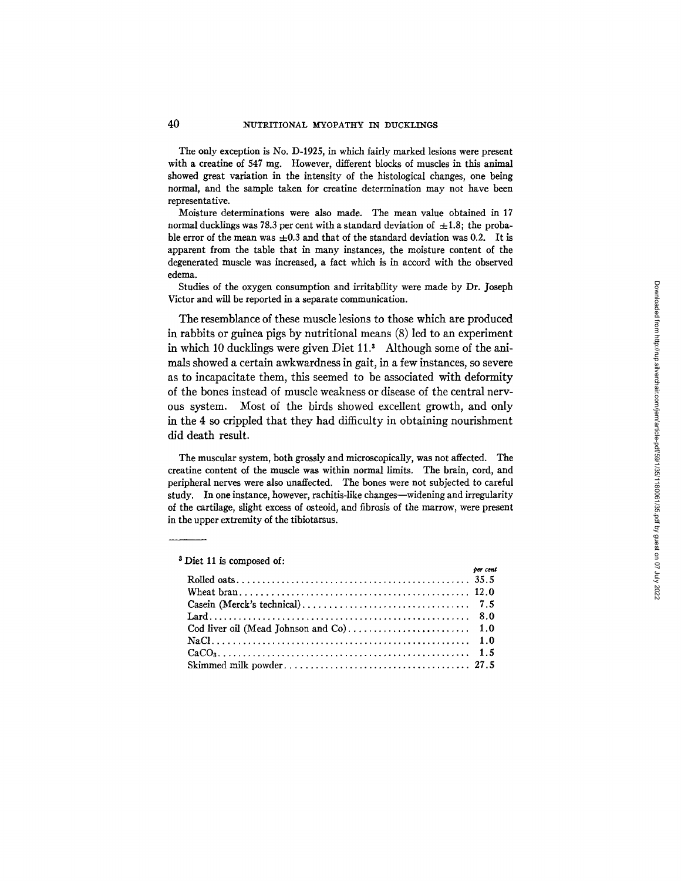The only exception is No. D-1925, in which fairly marked lesions were present with a creatine of 547 mg. However, different blocks of muscles in this animal showed great variation in the intensity of the histological changes, one being normal, and the sample taken for creatine determination may not have been representative.

Moisture determinations were also made. The mean value obtained in 17 normal ducklings was 78.3 per cent with a standard deviation of $\pm 1.8$; the probable error of the mean was $\pm 0.3$ and that of the standard deviation was 0.2. It is apparent from the table that in many instances, the moisture content of the degenerated muscle was increased, a fact which is in accord with the observed edema.

Studies of the oxygen consumption and irritability were made by Dr. Joseph Victor and will be reported in a separate communication.

The resemblance of these muscle lesions to those which are produced in rabbits or guinea pigs by nutritional means (8) led to an experiment in which 10 ducklings were given Diet 11.[3] Although some of the animals showed a certain awkwardness in gait, in a few instances, so severe as to incapacitate them, this seemed to be associated with deformity of the bones instead of muscle weakness or disease of the central nervous system. Most of the birds showed excellent growth, and only in the 4 so crippled that they had difficulty in obtaining nourishment did death result.

The muscular system, both grossly and microscopically, was not affected. The creatine content of the muscle was within normal limits. The brain, cord, and peripheral nerves were also unaffected. The bones were not subjected to careful study. In one instance, however, rachitis-like changes—widening and irregularity of the cartilage, slight excess of osteoid, and fibrosis of the marrow, were present in the upper extremity of the tibiotarsus.

---

[3] Diet 11 is composed of:

| | *per cent* |
|---|---|
| Rolled oats | 35.5 |
| Wheat bran | 12.0 |
| Casein (Merck's technical) | 7.5 |
| Lard | 8.0 |
| Cod liver oil (Mead Johnson and Co) | 1.0 |
| NaCl | 1.0 |
| $CaCO_3$ | 1.5 |
| Skimmed milk powder | 27.5 |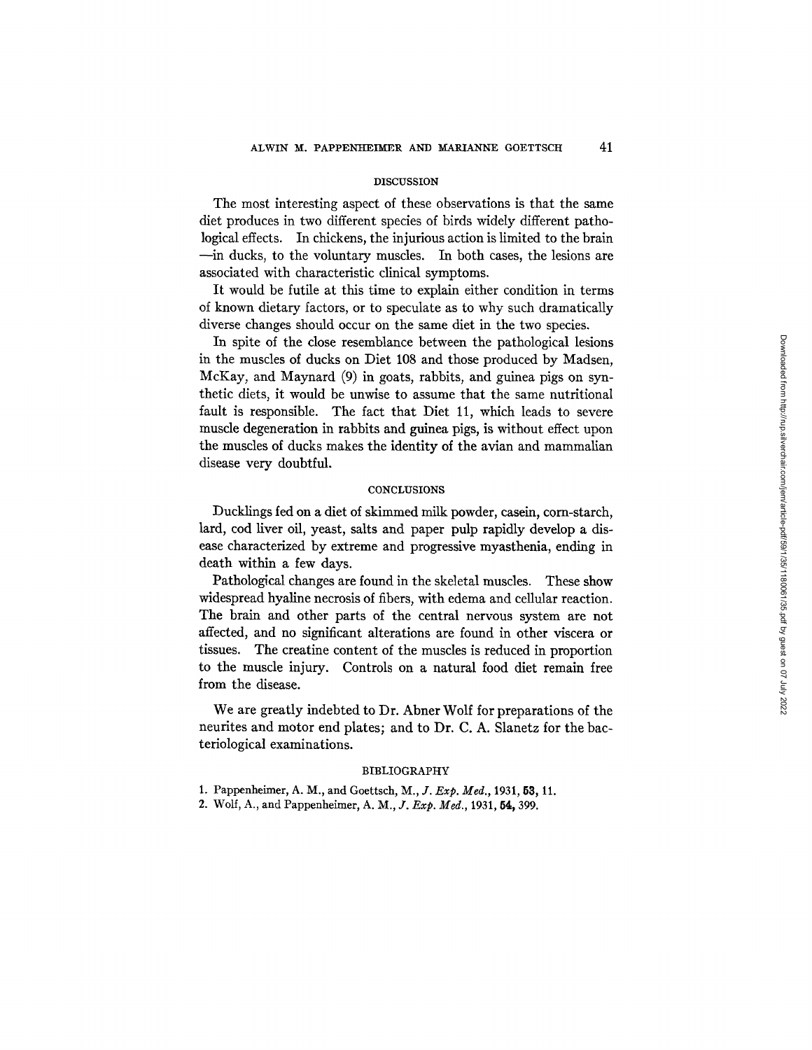## DISCUSSION

The most interesting aspect of these observations is that the same diet produces in two different species of birds widely different pathological effects. In chickens, the injurious action is limited to the brain—in ducks, to the voluntary muscles. In both cases, the lesions are associated with characteristic clinical symptoms.

It would be futile at this time to explain either condition in terms of known dietary factors, or to speculate as to why such dramatically diverse changes should occur on the same diet in the two species.

In spite of the close resemblance between the pathological lesions in the muscles of ducks on Diet 108 and those produced by Madsen, McKay, and Maynard (9) in goats, rabbits, and guinea pigs on synthetic diets, it would be unwise to assume that the same nutritional fault is responsible. The fact that Diet 11, which leads to severe muscle degeneration in rabbits and guinea pigs, is without effect upon the muscles of ducks makes the identity of the avian and mammalian disease very doubtful.

## CONCLUSIONS

Ducklings fed on a diet of skimmed milk powder, casein, corn-starch, lard, cod liver oil, yeast, salts and paper pulp rapidly develop a disease characterized by extreme and progressive myasthenia, ending in death within a few days.

Pathological changes are found in the skeletal muscles. These show widespread hyaline necrosis of fibers, with edema and cellular reaction. The brain and other parts of the central nervous system are not affected, and no significant alterations are found in other viscera or tissues. The creatine content of the muscles is reduced in proportion to the muscle injury. Controls on a natural food diet remain free from the disease.

We are greatly indebted to Dr. Abner Wolf for preparations of the neurites and motor end plates; and to Dr. C. A. Slanetz for the bacteriological examinations.

## BIBLIOGRAPHY

1. Pappenheimer, A. M., and Goettsch, M., *J. Exp. Med.*, 1931, **53,** 11.
2. Wolf, A., and Pappenheimer, A. M., *J. Exp. Med.*, 1931, **54,** 399.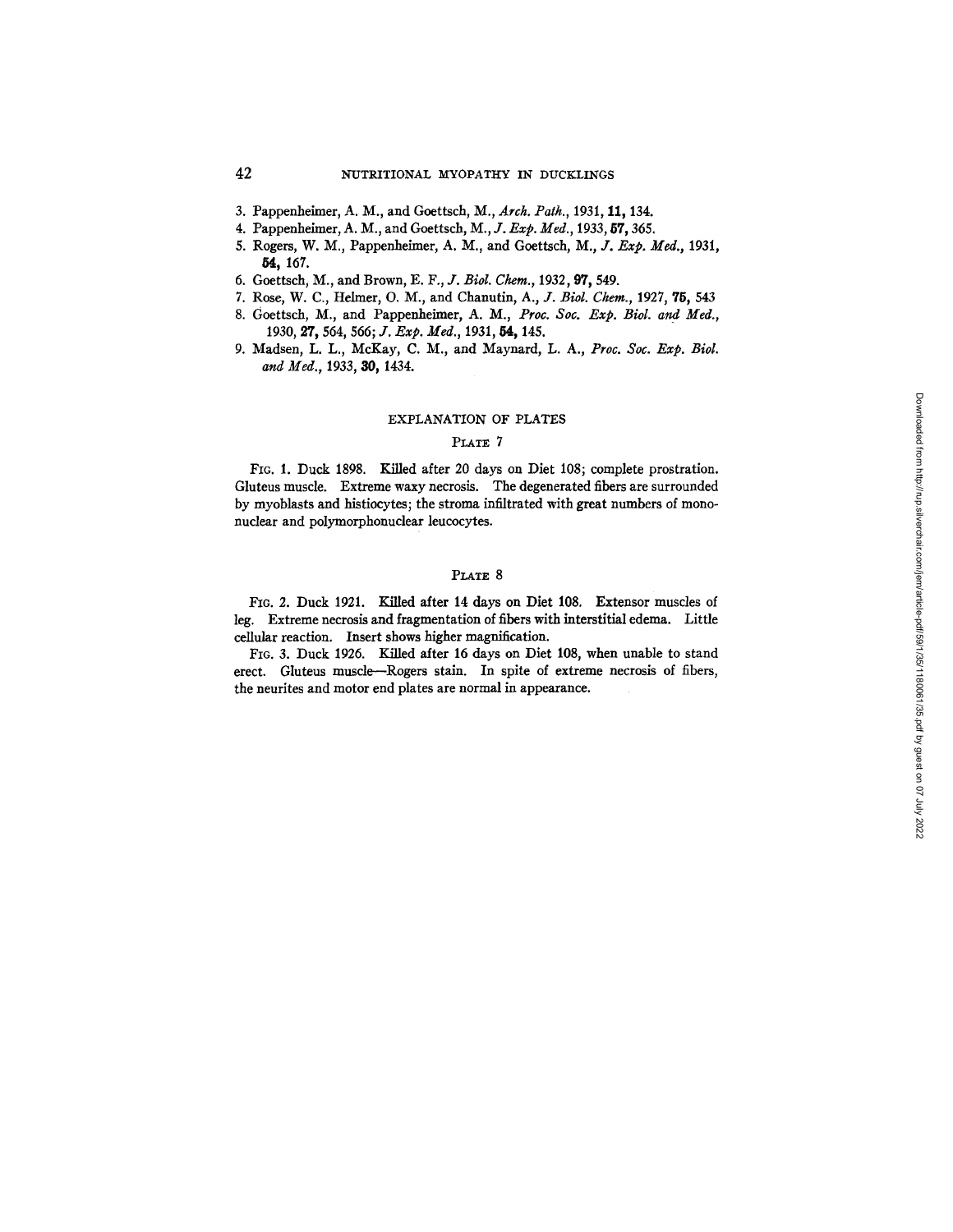3. Pappenheimer, A. M., and Goettsch, M., *Arch. Path.*, 1931, **11**, 134.
4. Pappenheimer, A. M., and Goettsch, M., *J. Exp. Med.*, 1933, **57**, 365.
5. Rogers, W. M., Pappenheimer, A. M., and Goettsch, M., *J. Exp. Med.*, 1931, **54**, 167.
6. Goettsch, M., and Brown, E. F., *J. Biol. Chem.*, 1932, **97**, 549.
7. Rose, W. C., Helmer, O. M., and Chanutin, A., *J. Biol. Chem.*, 1927, **75**, 543
8. Goettsch, M., and Pappenheimer, A. M., *Proc. Soc. Exp. Biol. and Med.*, 1930, **27**, 564, 566; *J. Exp. Med.*, 1931, **54**, 145.
9. Madsen, L. L., McKay, C. M., and Maynard, L. A., *Proc. Soc. Exp. Biol. and Med.*, 1933, **30**, 1434.

## EXPLANATION OF PLATES

### PLATE 7

FIG. 1. Duck 1898. Killed after 20 days on Diet 108; complete prostration. Gluteus muscle. Extreme waxy necrosis. The degenerated fibers are surrounded by myoblasts and histiocytes; the stroma infiltrated with great numbers of mononuclear and polymorphonuclear leucocytes.

### PLATE 8

FIG. 2. Duck 1921. Killed after 14 days on Diet 108. Extensor muscles of leg. Extreme necrosis and fragmentation of fibers with interstitial edema. Little cellular reaction. Insert shows higher magnification.

FIG. 3. Duck 1926. Killed after 16 days on Diet 108, when unable to stand erect. Gluteus muscle—Rogers stain. In spite of extreme necrosis of fibers, the neurites and motor end plates are normal in appearance.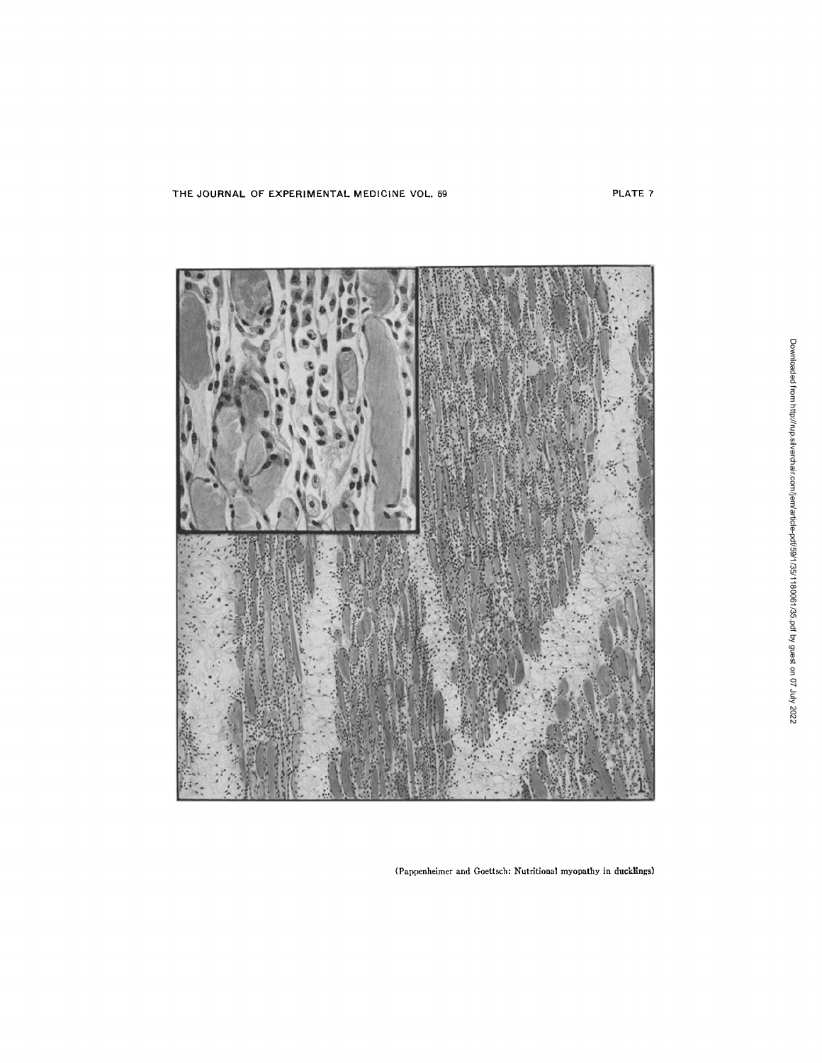(Pappenheimer and Goettsch: Nutritional myopathy in ducklings)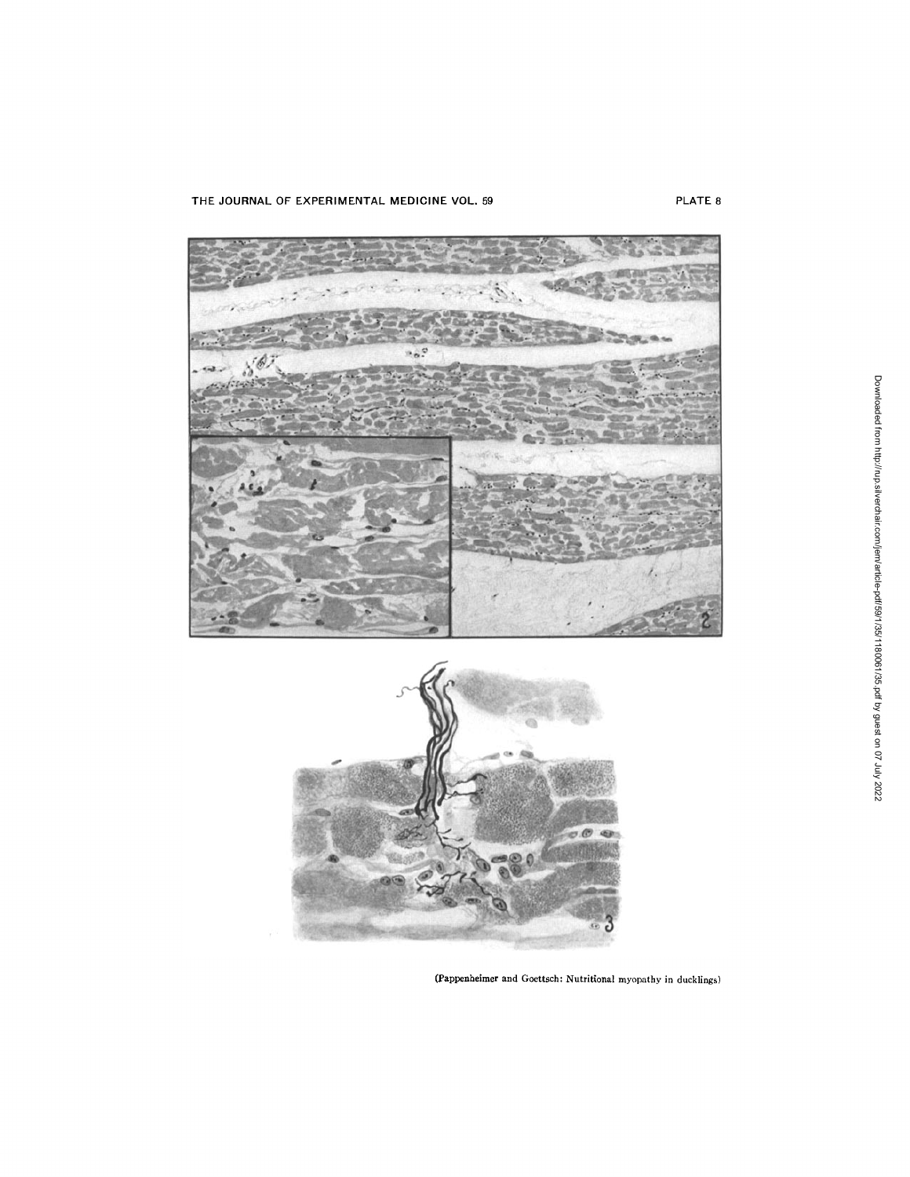(Pappenheimer and Goettsch: Nutritional myopathy in ducklings)